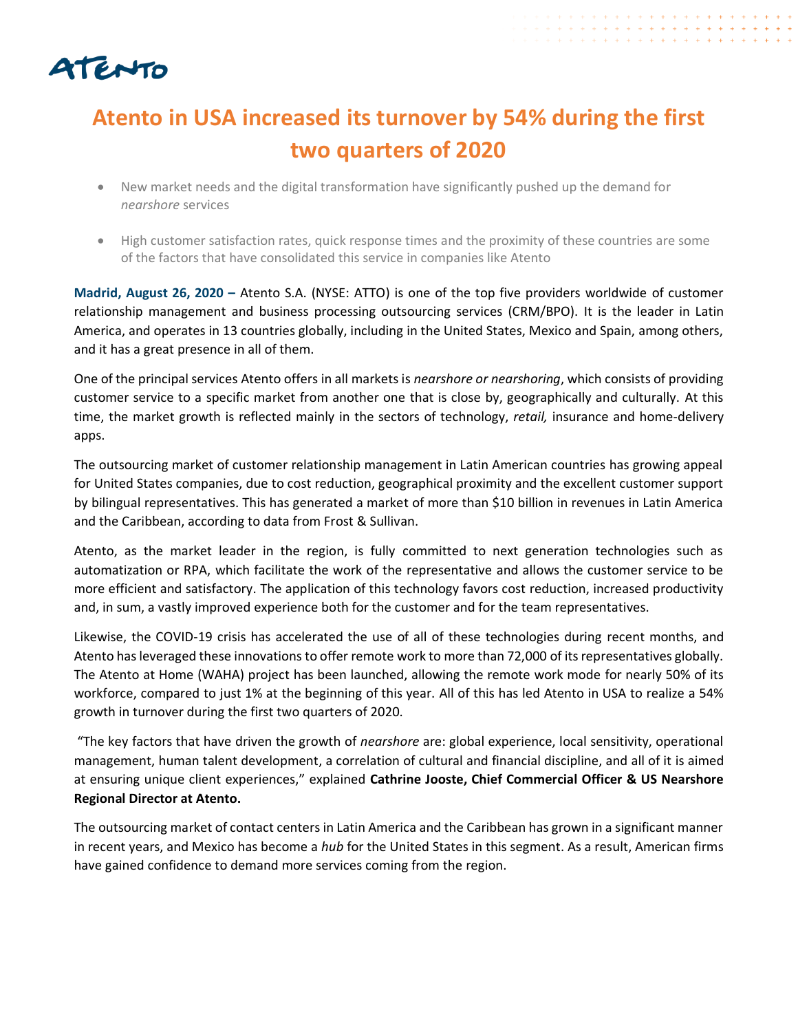# Atento in USA increased its turnover by 54% during the first two quarters of 2020

- New market needs and the digital transformation have significantly pushed up the demand for *nearshore* services
- High customer satisfaction rates, quick response times and the proximity of these countries are some of the factors that have consolidated this service in companies like Atento

**Madrid, August 26, 2020 –** Atento S.A. (NYSE: ATTO) is one of the top five providers worldwide of customer relationship management and business processing outsourcing services (CRM/BPO). It is the leader in Latin America, and operates in 13 countries globally, including in the United States, Mexico and Spain, among others, and it has a great presence in all of them.

One of the principal services Atento offers in all markets is *nearshore or nearshoring*, which consists of providing customer service to a specific market from another one that is close by, geographically and culturally. At this time, the market growth is reflected mainly in the sectors of technology, *retail,* insurance and home-delivery apps.

The outsourcing market of customer relationship management in Latin American countries has growing appeal for United States companies, due to cost reduction, geographical proximity and the excellent customer support by bilingual representatives. This has generated a market of more than $10 billion in revenues in Latin America and the Caribbean, according to data from Frost & Sullivan.

Atento, as the market leader in the region, is fully committed to next generation technologies such as automatization or RPA, which facilitate the work of the representative and allows the customer service to be more efficient and satisfactory. The application of this technology favors cost reduction, increased productivity and, in sum, a vastly improved experience both for the customer and for the team representatives.

Likewise, the COVID-19 crisis has accelerated the use of all of these technologies during recent months, and Atento has leveraged these innovations to offer remote work to more than 72,000 of its representatives globally. The Atento at Home (WAHA) project has been launched, allowing the remote work mode for nearly 50% of its workforce, compared to just 1% at the beginning of this year. All of this has led Atento in USA to realize a 54% growth in turnover during the first two quarters of 2020.

"The key factors that have driven the growth of *nearshore* are: global experience, local sensitivity, operational management, human talent development, a correlation of cultural and financial discipline, and all of it is aimed at ensuring unique client experiences," explained **Cathrine Jooste, Chief Commercial Officer & US Nearshore Regional Director at Atento.**

The outsourcing market of contact centers in Latin America and the Caribbean has grown in a significant manner in recent years, and Mexico has become a *hub* for the United States in this segment. As a result, American firms have gained confidence to demand more services coming from the region.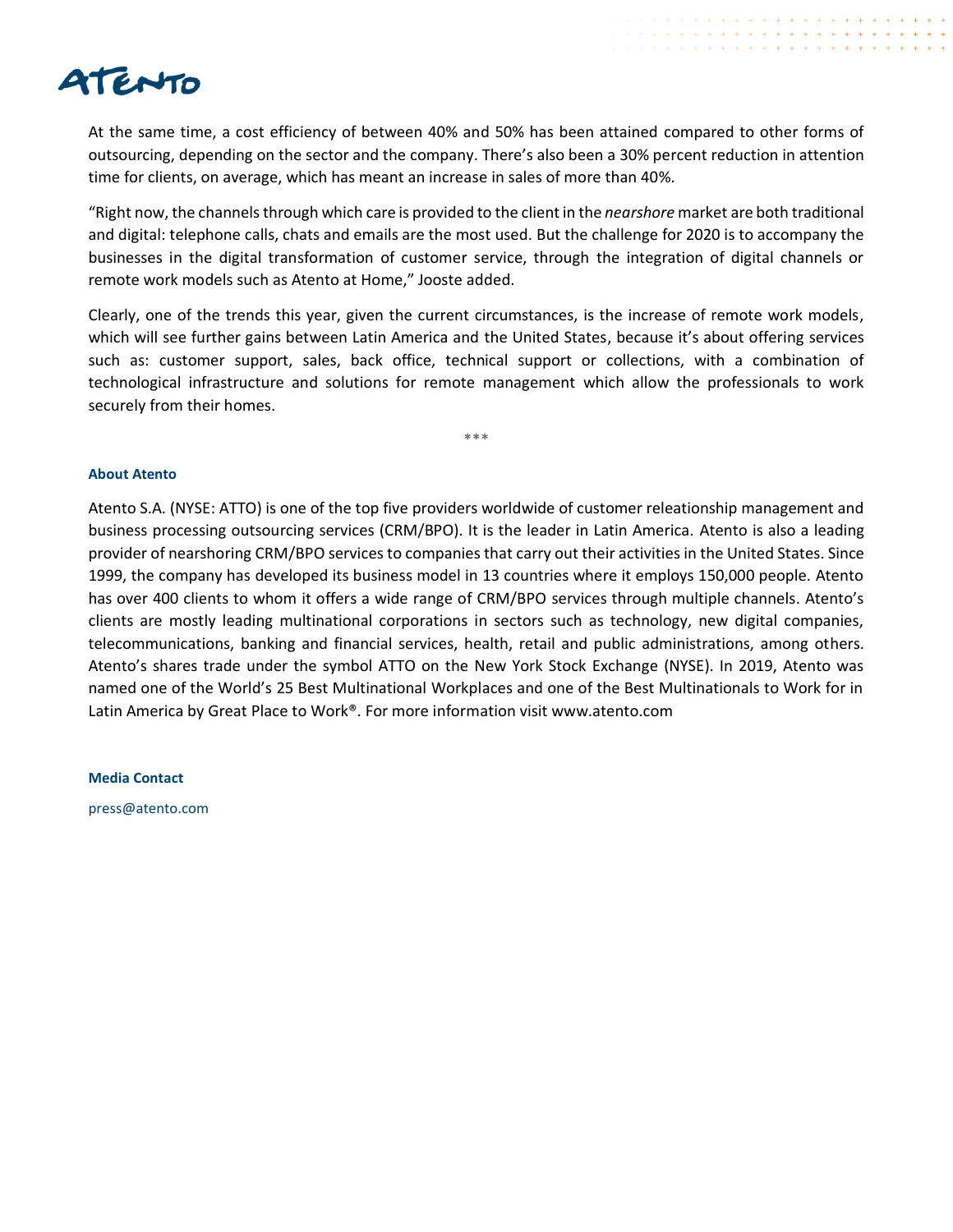At the same time, a cost efficiency of between 40% and 50% has been attained compared to other forms of outsourcing, depending on the sector and the company. There's also been a 30% percent reduction in attention time for clients, on average, which has meant an increase in sales of more than 40%.

"Right now, the channels through which care is provided to the client in the *nearshore* market are both traditional and digital: telephone calls, chats and emails are the most used. But the challenge for 2020 is to accompany the businesses in the digital transformation of customer service, through the integration of digital channels or remote work models such as Atento at Home," Jooste added.

Clearly, one of the trends this year, given the current circumstances, is the increase of remote work models, which will see further gains between Latin America and the United States, because it's about offering services such as: customer support, sales, back office, technical support or collections, with a combination of technological infrastructure and solutions for remote management which allow the professionals to work securely from their homes.

***

**About Atento**

Atento S.A. (NYSE: ATTO) is one of the top five providers worldwide of customer releationship management and business processing outsourcing services (CRM/BPO). It is the leader in Latin America. Atento is also a leading provider of nearshoring CRM/BPO services to companies that carry out their activities in the United States. Since 1999, the company has developed its business model in 13 countries where it employs 150,000 people. Atento has over 400 clients to whom it offers a wide range of CRM/BPO services through multiple channels. Atento's clients are mostly leading multinational corporations in sectors such as technology, new digital companies, telecommunications, banking and financial services, health, retail and public administrations, among others. Atento's shares trade under the symbol ATTO on the New York Stock Exchange (NYSE). In 2019, Atento was named one of the World's 25 Best Multinational Workplaces and one of the Best Multinationals to Work for in Latin America by Great Place to Work®. For more information visit www.atento.com

**Media Contact**

press@atento.com